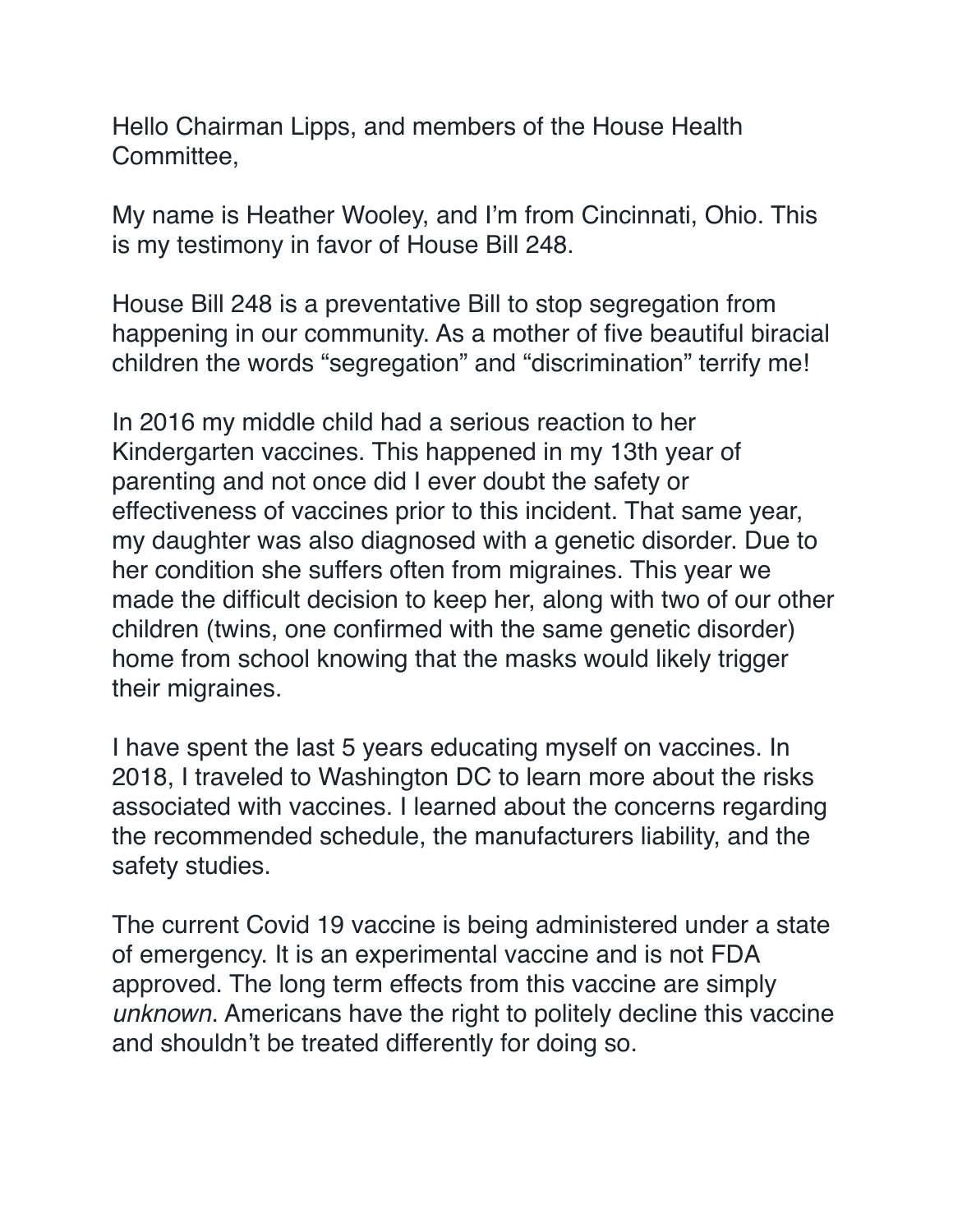Hello Chairman Lipps, and members of the House Health Committee,

My name is Heather Wooley, and I'm from Cincinnati, Ohio. This is my testimony in favor of House Bill 248.

House Bill 248 is a preventative Bill to stop segregation from happening in our community. As a mother of five beautiful biracial children the words "segregation" and "discrimination" terrify me!

In 2016 my middle child had a serious reaction to her Kindergarten vaccines. This happened in my 13th year of parenting and not once did I ever doubt the safety or effectiveness of vaccines prior to this incident. That same year, my daughter was also diagnosed with a genetic disorder. Due to her condition she suffers often from migraines. This year we made the difficult decision to keep her, along with two of our other children (twins, one confirmed with the same genetic disorder) home from school knowing that the masks would likely trigger their migraines.

I have spent the last 5 years educating myself on vaccines. In 2018, I traveled to Washington DC to learn more about the risks associated with vaccines. I learned about the concerns regarding the recommended schedule, the manufacturers liability, and the safety studies.

The current Covid 19 vaccine is being administered under a state of emergency. It is an experimental vaccine and is not FDA approved. The long term effects from this vaccine are simply *unknown*. Americans have the right to politely decline this vaccine and shouldn't be treated differently for doing so.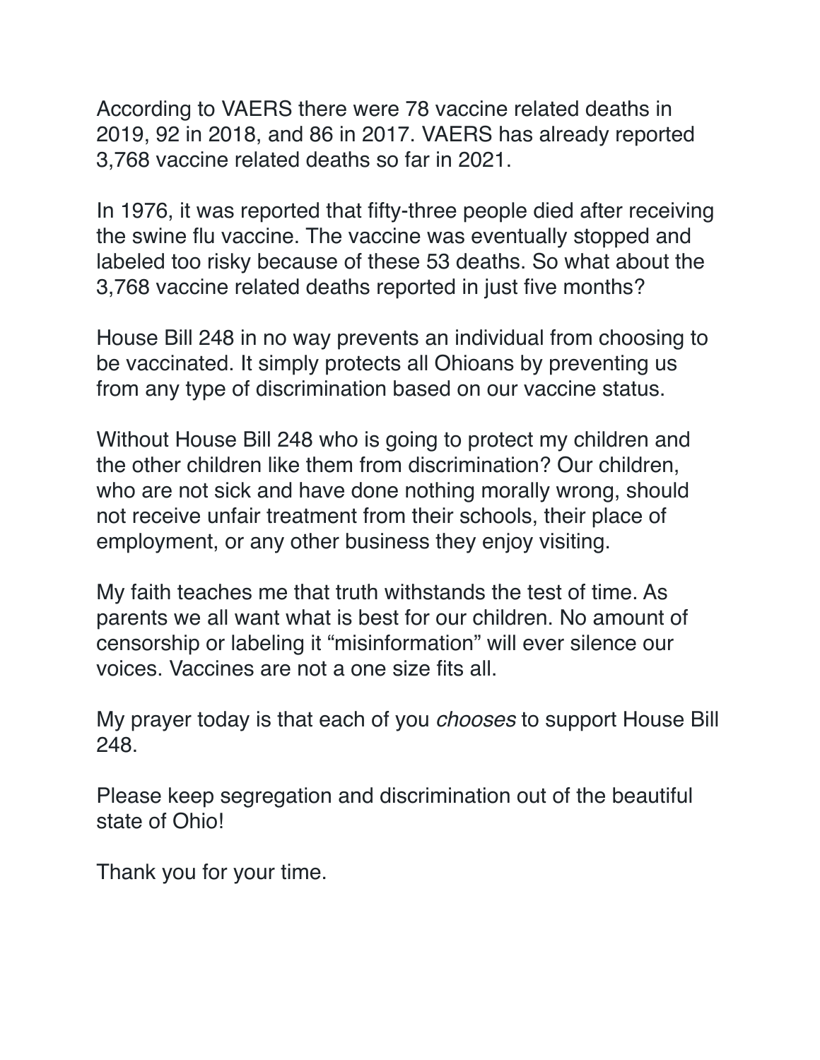According to VAERS there were 78 vaccine related deaths in 2019, 92 in 2018, and 86 in 2017. VAERS has already reported 3,768 vaccine related deaths so far in 2021.

In 1976, it was reported that fifty-three people died after receiving the swine flu vaccine. The vaccine was eventually stopped and labeled too risky because of these 53 deaths. So what about the 3,768 vaccine related deaths reported in just five months?

House Bill 248 in no way prevents an individual from choosing to be vaccinated. It simply protects all Ohioans by preventing us from any type of discrimination based on our vaccine status.

Without House Bill 248 who is going to protect my children and the other children like them from discrimination? Our children, who are not sick and have done nothing morally wrong, should not receive unfair treatment from their schools, their place of employment, or any other business they enjoy visiting.

My faith teaches me that truth withstands the test of time. As parents we all want what is best for our children. No amount of censorship or labeling it "misinformation" will ever silence our voices. Vaccines are not a one size fits all.

My prayer today is that each of you *chooses* to support House Bill 248.

Please keep segregation and discrimination out of the beautiful state of Ohio!

Thank you for your time.